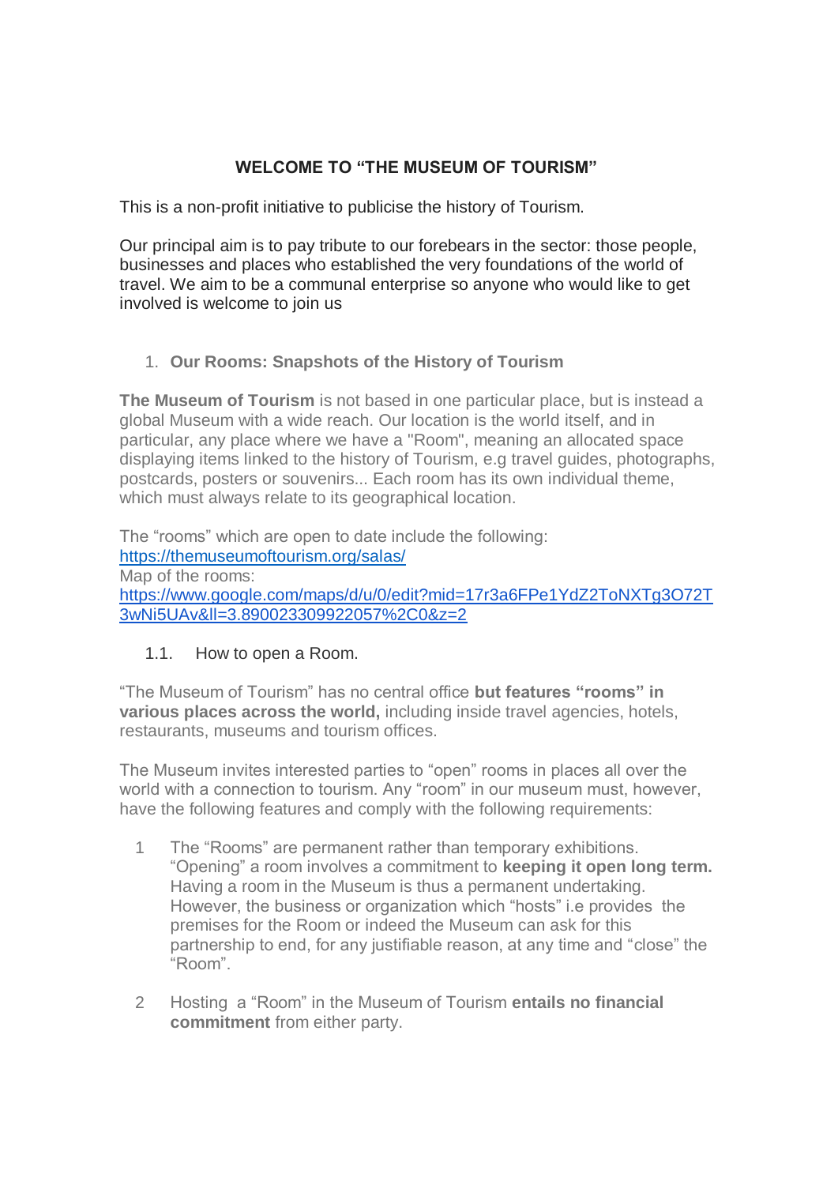# WELCOME TO "THE MUSEUM OF TOURISM"

This is a non-profit initiative to publicise the history of Tourism.

Our principal aim is to pay tribute to our forebears in the sector: those people, businesses and places who established the very foundations of the world of travel. We aim to be a communal enterprise so anyone who would like to get involved is welcome to join us

## 1. Our Rooms: Snapshots of the History of Tourism

**The Museum of Tourism** is not based in one particular place, but is instead a global Museum with a wide reach. Our location is the world itself, and in particular, any place where we have a "Room", meaning an allocated space displaying items linked to the history of Tourism, e.g travel guides, photographs, postcards, posters or souvenirs... Each room has its own individual theme, which must always relate to its geographical location.

The "rooms" which are open to date include the following:
https://themuseumoftourism.org/salas/
Map of the rooms:
https://www.google.com/maps/d/u/0/edit?mid=17r3a6FPe1YdZ2ToNXTg3O72T3wNi5UAv&ll=3.890023309922057%2C0&z=2

### 1.1. How to open a Room.

"The Museum of Tourism" has no central office **but features "rooms" in various places across the world,** including inside travel agencies, hotels, restaurants, museums and tourism offices.

The Museum invites interested parties to "open" rooms in places all over the world with a connection to tourism. Any "room" in our museum must, however, have the following features and comply with the following requirements:

1. The "Rooms" are permanent rather than temporary exhibitions. "Opening" a room involves a commitment to **keeping it open long term.** Having a room in the Museum is thus a permanent undertaking. However, the business or organization which "hosts" i.e provides the premises for the Room or indeed the Museum can ask for this partnership to end, for any justifiable reason, at any time and "close" the "Room".

2. Hosting a "Room" in the Museum of Tourism **entails no financial commitment** from either party.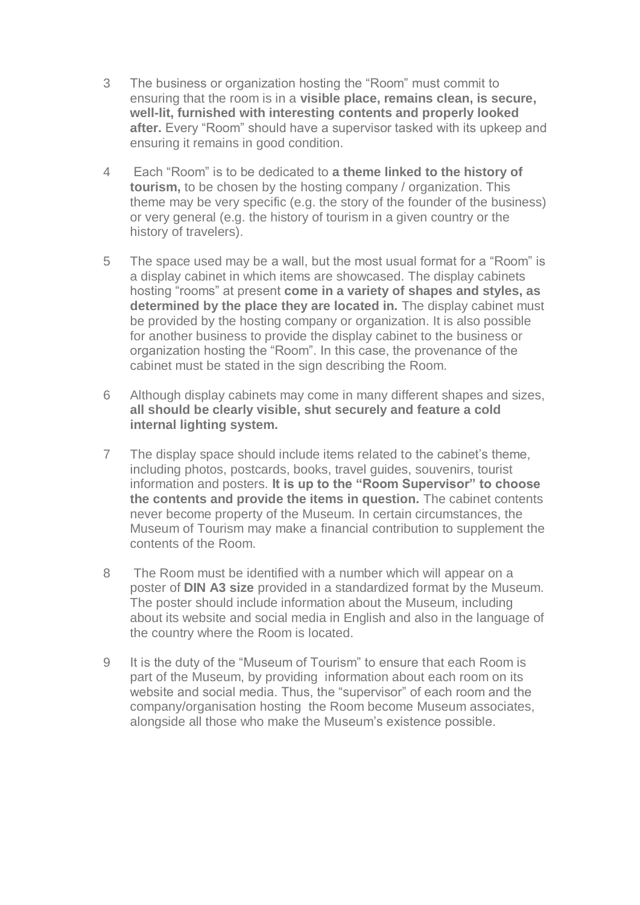3. The business or organization hosting the “Room” must commit to ensuring that the room is in a **visible place, remains clean, is secure, well-lit, furnished with interesting contents and properly looked after.** Every “Room” should have a supervisor tasked with its upkeep and ensuring it remains in good condition.

4. Each “Room” is to be dedicated to **a theme linked to the history of tourism,** to be chosen by the hosting company / organization. This theme may be very specific (e.g. the story of the founder of the business) or very general (e.g. the history of tourism in a given country or the history of travelers).

5. The space used may be a wall, but the most usual format for a “Room” is a display cabinet in which items are showcased. The display cabinets hosting “rooms” at present **come in a variety of shapes and styles, as determined by the place they are located in.** The display cabinet must be provided by the hosting company or organization. It is also possible for another business to provide the display cabinet to the business or organization hosting the “Room”. In this case, the provenance of the cabinet must be stated in the sign describing the Room.

6. Although display cabinets may come in many different shapes and sizes, **all should be clearly visible, shut securely and feature a cold internal lighting system.**

7. The display space should include items related to the cabinet’s theme, including photos, postcards, books, travel guides, souvenirs, tourist information and posters. **It is up to the “Room Supervisor” to choose the contents and provide the items in question.** The cabinet contents never become property of the Museum. In certain circumstances, the Museum of Tourism may make a financial contribution to supplement the contents of the Room.

8. The Room must be identified with a number which will appear on a poster of **DIN A3 size** provided in a standardized format by the Museum. The poster should include information about the Museum, including about its website and social media in English and also in the language of the country where the Room is located.

9. It is the duty of the “Museum of Tourism” to ensure that each Room is part of the Museum, by providing information about each room on its website and social media. Thus, the “supervisor” of each room and the company/organisation hosting the Room become Museum associates, alongside all those who make the Museum’s existence possible.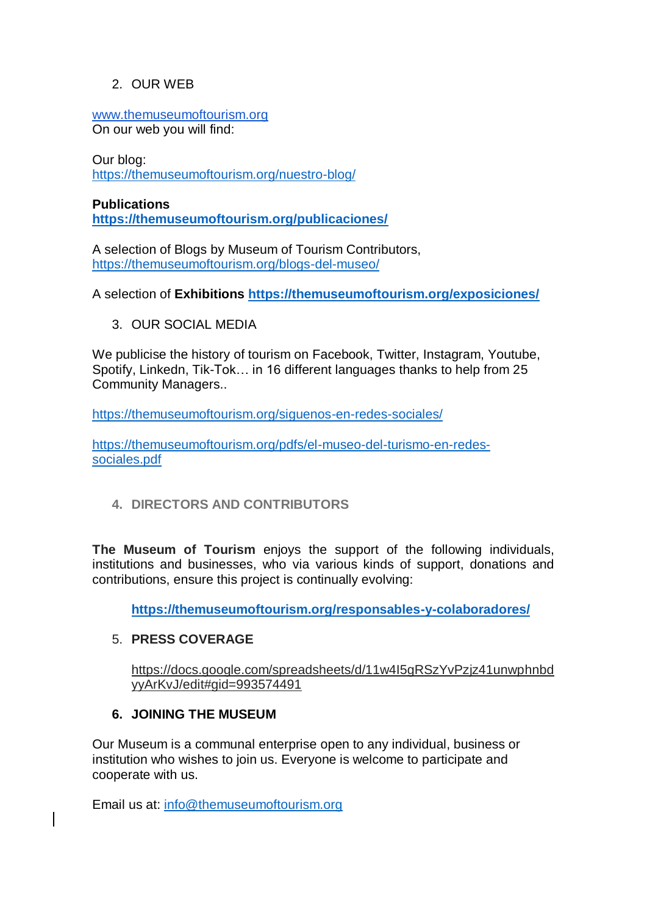## 2. OUR WEB

[www.themuseumoftourism.org](http://www.themuseumoftourism.org)
On our web you will find:

Our blog:
https://themuseumoftourism.org/nuestro-blog/

**Publications**
**https://themuseumoftourism.org/publicaciones/**

A selection of Blogs by Museum of Tourism Contributors,
https://themuseumoftourism.org/blogs-del-museo/

A selection of **Exhibitions** **https://themuseumoftourism.org/exposiciones/**

## 3. OUR SOCIAL MEDIA

We publicise the history of tourism on Facebook, Twitter, Instagram, Youtube, Spotify, Linkedn, Tik-Tok… in 16 different languages thanks to help from 25 Community Managers..

https://themuseumoftourism.org/siguenos-en-redes-sociales/

https://themuseumoftourism.org/pdfs/el-museo-del-turismo-en-redes-sociales.pdf

## 4. DIRECTORS AND CONTRIBUTORS

**The Museum of Tourism** enjoys the support of the following individuals, institutions and businesses, who via various kinds of support, donations and contributions, ensure this project is continually evolving:

**https://themuseumoftourism.org/responsables-y-colaboradores/**

## 5. PRESS COVERAGE

https://docs.google.com/spreadsheets/d/11w4I5gRSzYvPzjz41unwphnbdyyArKvJ/edit#gid=993574491

## 6. JOINING THE MUSEUM

Our Museum is a communal enterprise open to any individual, business or institution who wishes to join us. Everyone is welcome to participate and cooperate with us.

Email us at: info@themuseumoftourism.org